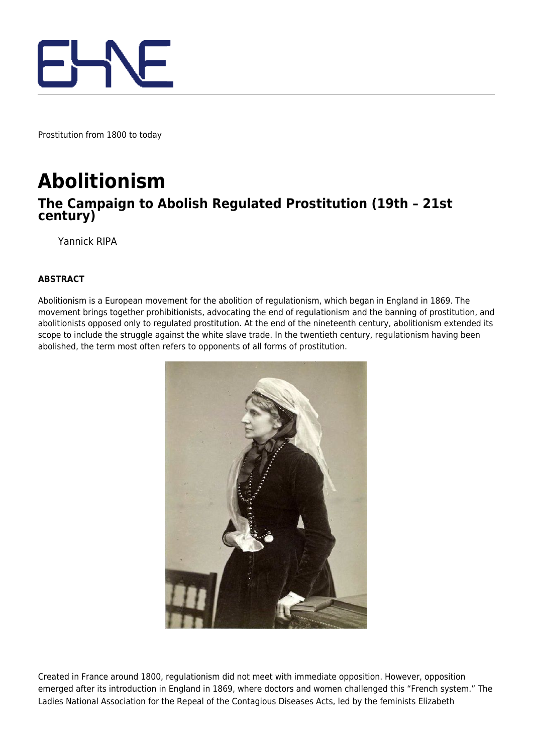Prostitution from 1800 to today

# Abolitionism

## The Campaign to Abolish Regulated Prostitution (19th – 21st century)

Yannick RIPA

**ABSTRACT**

Abolitionism is a European movement for the abolition of regulationism, which began in England in 1869. The movement brings together prohibitionists, advocating the end of regulationism and the banning of prostitution, and abolitionists opposed only to regulated prostitution. At the end of the nineteenth century, abolitionism extended its scope to include the struggle against the white slave trade. In the twentieth century, regulationism having been abolished, the term most often refers to opponents of all forms of prostitution.

Created in France around 1800, regulationism did not meet with immediate opposition. However, opposition emerged after its introduction in England in 1869, where doctors and women challenged this “French system.” The Ladies National Association for the Repeal of the Contagious Diseases Acts, led by the feminists Elizabeth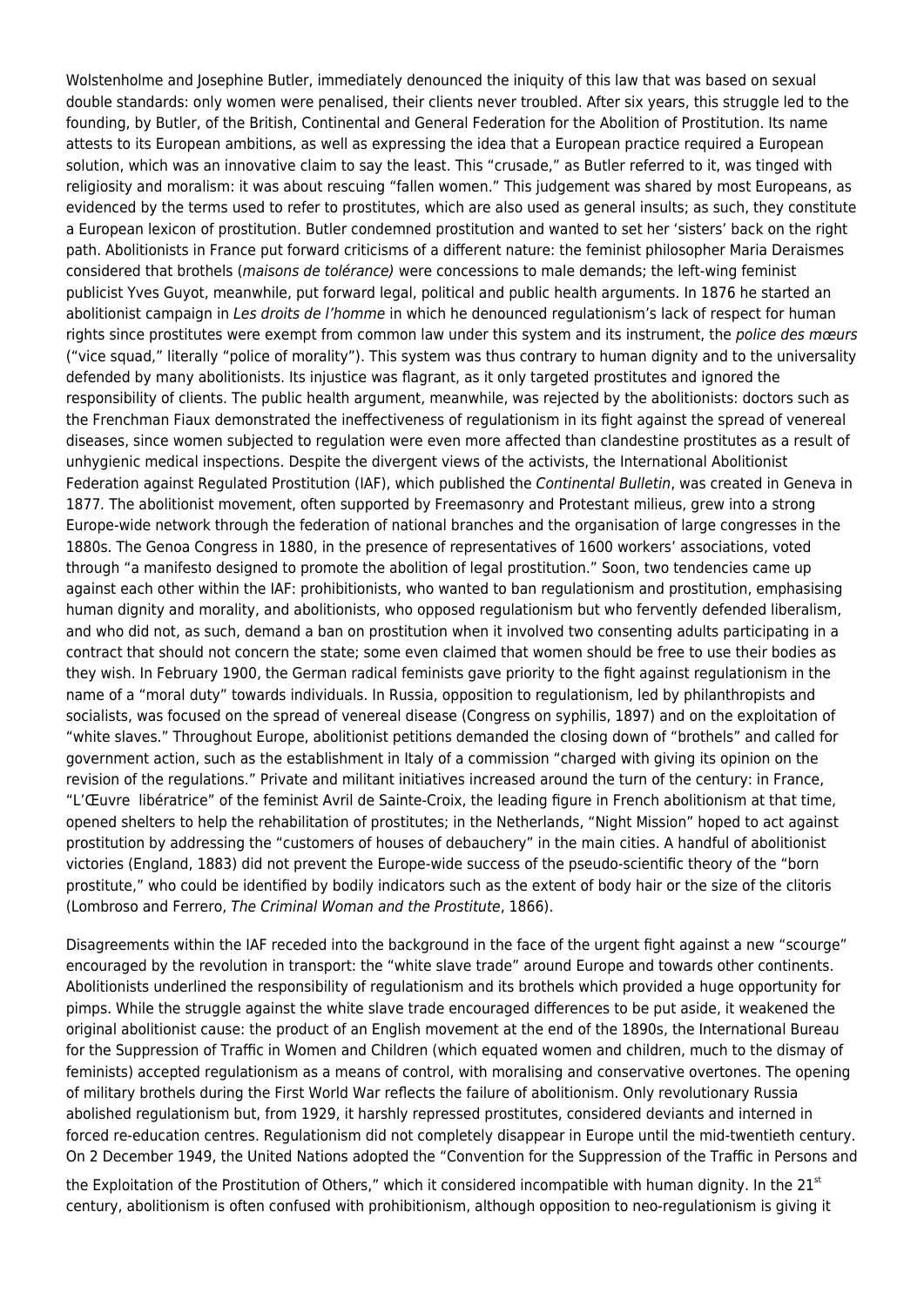Wolstenholme and Josephine Butler, immediately denounced the iniquity of this law that was based on sexual double standards: only women were penalised, their clients never troubled. After six years, this struggle led to the founding, by Butler, of the British, Continental and General Federation for the Abolition of Prostitution. Its name attests to its European ambitions, as well as expressing the idea that a European practice required a European solution, which was an innovative claim to say the least. This "crusade," as Butler referred to it, was tinged with religiosity and moralism: it was about rescuing "fallen women." This judgement was shared by most Europeans, as evidenced by the terms used to refer to prostitutes, which are also used as general insults; as such, they constitute a European lexicon of prostitution. Butler condemned prostitution and wanted to set her 'sisters' back on the right path. Abolitionists in France put forward criticisms of a different nature: the feminist philosopher Maria Deraismes considered that brothels (*maisons de tolérance)* were concessions to male demands; the left-wing feminist publicist Yves Guyot, meanwhile, put forward legal, political and public health arguments. In 1876 he started an abolitionist campaign in *Les droits de l'homme* in which he denounced regulationism's lack of respect for human rights since prostitutes were exempt from common law under this system and its instrument, the *police des mœurs* ("vice squad," literally "police of morality"). This system was thus contrary to human dignity and to the universality defended by many abolitionists. Its injustice was flagrant, as it only targeted prostitutes and ignored the responsibility of clients. The public health argument, meanwhile, was rejected by the abolitionists: doctors such as the Frenchman Fiaux demonstrated the ineffectiveness of regulationism in its fight against the spread of venereal diseases, since women subjected to regulation were even more affected than clandestine prostitutes as a result of unhygienic medical inspections. Despite the divergent views of the activists, the International Abolitionist Federation against Regulated Prostitution (IAF), which published the *Continental Bulletin*, was created in Geneva in 1877. The abolitionist movement, often supported by Freemasonry and Protestant milieus, grew into a strong Europe-wide network through the federation of national branches and the organisation of large congresses in the 1880s. The Genoa Congress in 1880, in the presence of representatives of 1600 workers' associations, voted through "a manifesto designed to promote the abolition of legal prostitution." Soon, two tendencies came up against each other within the IAF: prohibitionists, who wanted to ban regulationism and prostitution, emphasising human dignity and morality, and abolitionists, who opposed regulationism but who fervently defended liberalism, and who did not, as such, demand a ban on prostitution when it involved two consenting adults participating in a contract that should not concern the state; some even claimed that women should be free to use their bodies as they wish. In February 1900, the German radical feminists gave priority to the fight against regulationism in the name of a "moral duty" towards individuals. In Russia, opposition to regulationism, led by philanthropists and socialists, was focused on the spread of venereal disease (Congress on syphilis, 1897) and on the exploitation of "white slaves." Throughout Europe, abolitionist petitions demanded the closing down of "brothels" and called for government action, such as the establishment in Italy of a commission "charged with giving its opinion on the revision of the regulations." Private and militant initiatives increased around the turn of the century: in France, "L'Œuvre libératrice" of the feminist Avril de Sainte-Croix, the leading figure in French abolitionism at that time, opened shelters to help the rehabilitation of prostitutes; in the Netherlands, "Night Mission" hoped to act against prostitution by addressing the "customers of houses of debauchery" in the main cities. A handful of abolitionist victories (England, 1883) did not prevent the Europe-wide success of the pseudo-scientific theory of the "born prostitute," who could be identified by bodily indicators such as the extent of body hair or the size of the clitoris (Lombroso and Ferrero, *The Criminal Woman and the Prostitute*, 1866).

Disagreements within the IAF receded into the background in the face of the urgent fight against a new "scourge" encouraged by the revolution in transport: the "white slave trade" around Europe and towards other continents. Abolitionists underlined the responsibility of regulationism and its brothels which provided a huge opportunity for pimps. While the struggle against the white slave trade encouraged differences to be put aside, it weakened the original abolitionist cause: the product of an English movement at the end of the 1890s, the International Bureau for the Suppression of Traffic in Women and Children (which equated women and children, much to the dismay of feminists) accepted regulationism as a means of control, with moralising and conservative overtones. The opening of military brothels during the First World War reflects the failure of abolitionism. Only revolutionary Russia abolished regulationism but, from 1929, it harshly repressed prostitutes, considered deviants and interned in forced re-education centres. Regulationism did not completely disappear in Europe until the mid-twentieth century. On 2 December 1949, the United Nations adopted the "Convention for the Suppression of the Traffic in Persons and the Exploitation of the Prostitution of Others," which it considered incompatible with human dignity. In the 21st century, abolitionism is often confused with prohibitionism, although opposition to neo-regulationism is giving it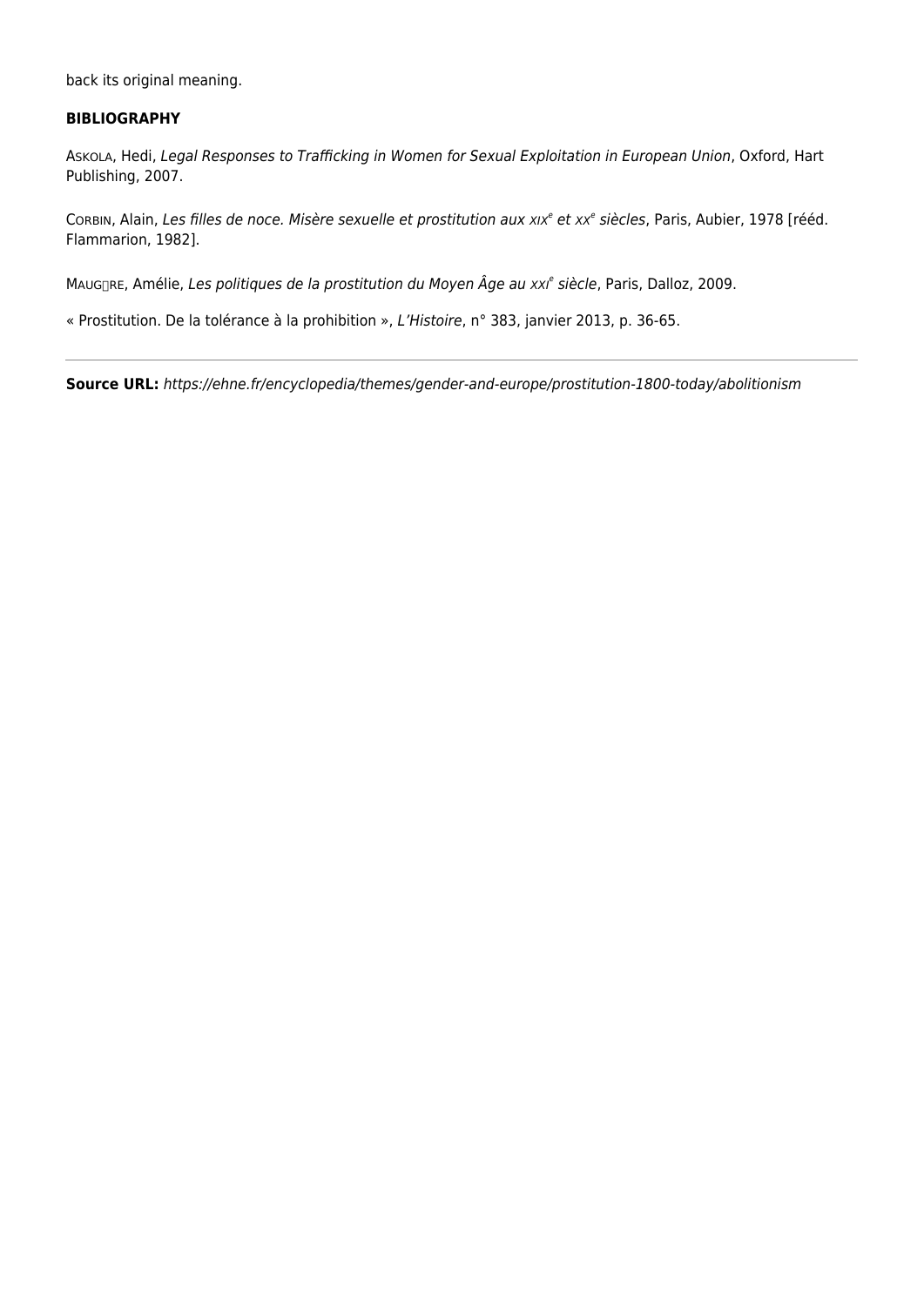back its original meaning.

**BIBLIOGRAPHY**

Askola, Hedi, *Legal Responses to Trafficking in Women for Sexual Exploitation in European Union*, Oxford, Hart Publishing, 2007.

Corbin, Alain, *Les filles de noce. Misère sexuelle et prostitution aux xix[e] et xx[e] siècles*, Paris, Aubier, 1978 [rééd. Flammarion, 1982].

Maugère, Amélie, *Les politiques de la prostitution du Moyen Âge au xxi[e] siècle*, Paris, Dalloz, 2009.

« Prostitution. De la tolérance à la prohibition », *L'Histoire*, n° 383, janvier 2013, p. 36-65.

---

**Source URL:** *https://ehne.fr/encyclopedia/themes/gender-and-europe/prostitution-1800-today/abolitionism*